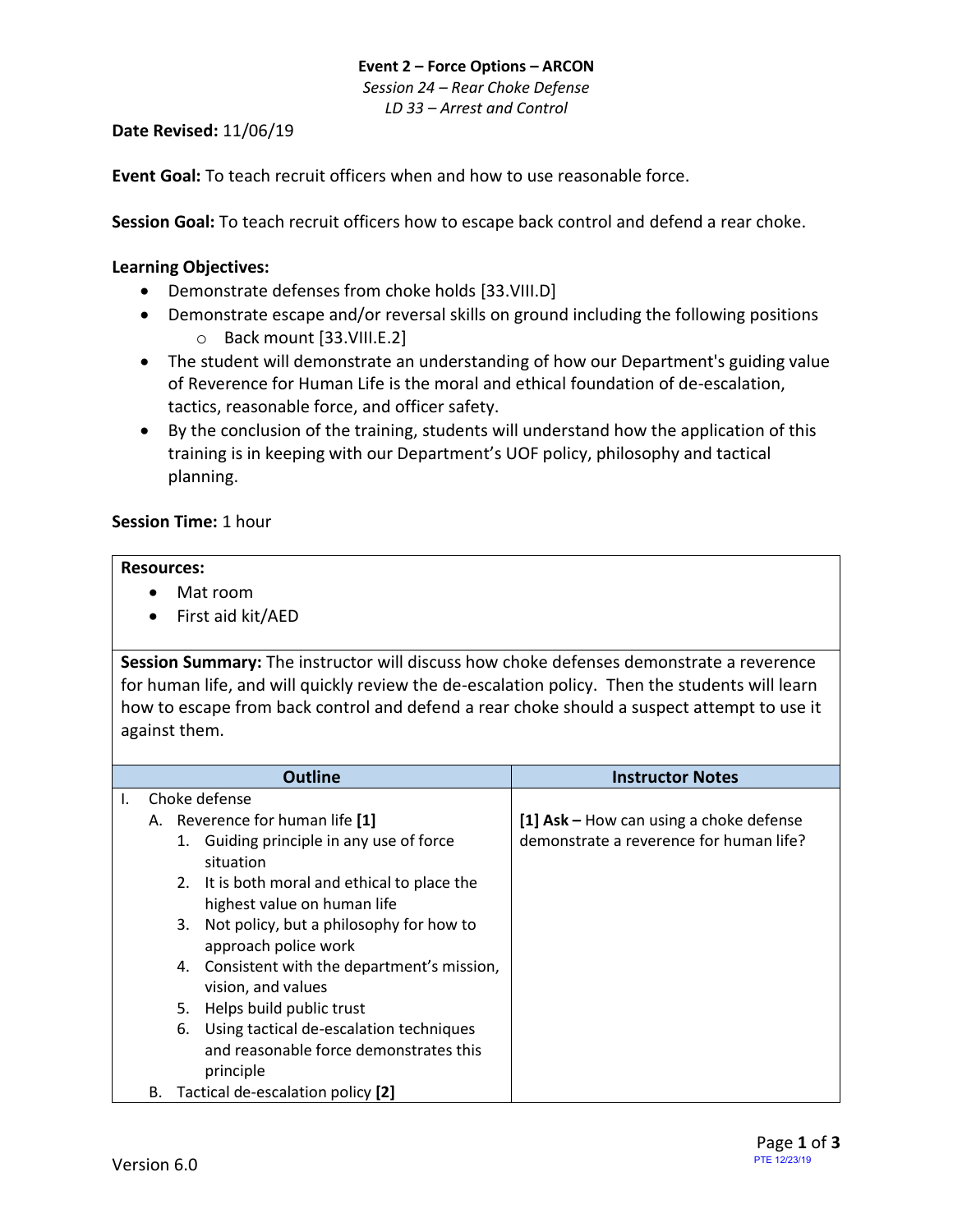**Event 2 – Force Options – ARCON**

*Session 24 – Rear Choke Defense*

*LD 33 – Arrest and Control*

**Date Revised:** 11/06/19

**Event Goal:** To teach recruit officers when and how to use reasonable force.

**Session Goal:** To teach recruit officers how to escape back control and defend a rear choke.

**Learning Objectives:**

- Demonstrate defenses from choke holds [33.VIII.D]
- Demonstrate escape and/or reversal skills on ground including the following positions
  - Back mount [33.VIII.E.2]
- The student will demonstrate an understanding of how our Department's guiding value of Reverence for Human Life is the moral and ethical foundation of de-escalation, tactics, reasonable force, and officer safety.
- By the conclusion of the training, students will understand how the application of this training is in keeping with our Department's UOF policy, philosophy and tactical planning.

**Session Time:** 1 hour

**Resources:**

- Mat room
- First aid kit/AED

**Session Summary:** The instructor will discuss how choke defenses demonstrate a reverence for human life, and will quickly review the de-escalation policy. Then the students will learn how to escape from back control and defend a rear choke should a suspect attempt to use it against them.

| Outline | Instructor Notes |
|---|---|
| I. Choke defense | |
| A. Reverence for human life **[1]** | **[1] Ask –** How can using a choke defense demonstrate a reverence for human life? |
| 1. Guiding principle in any use of force situation | |
| 2. It is both moral and ethical to place the highest value on human life | |
| 3. Not policy, but a philosophy for how to approach police work | |
| 4. Consistent with the department's mission, vision, and values | |
| 5. Helps build public trust | |
| 6. Using tactical de-escalation techniques and reasonable force demonstrates this principle | |
| B. Tactical de-escalation policy **[2]** | |

Version 6.0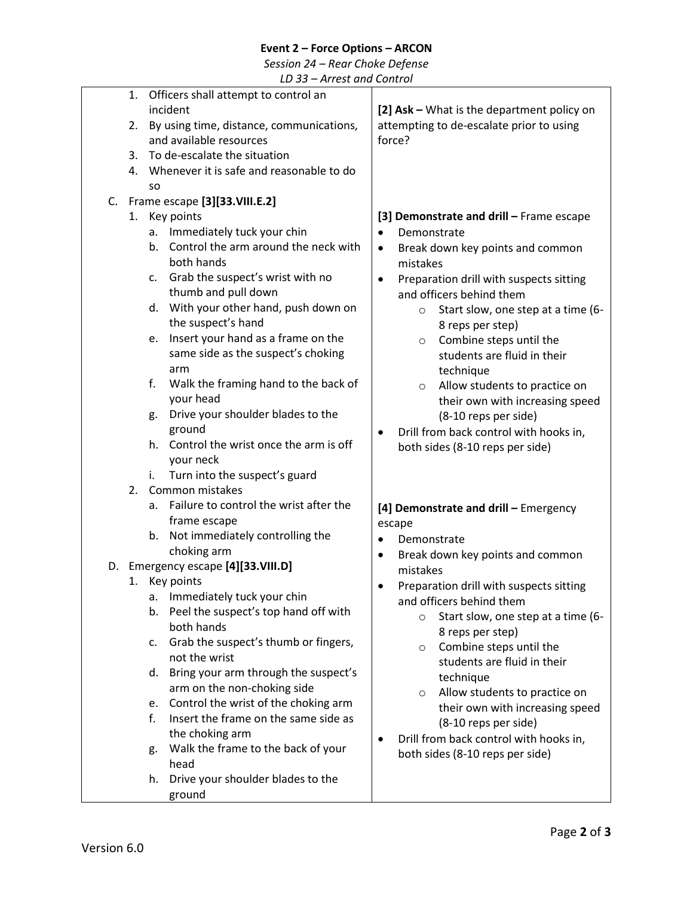**Event 2 – Force Options – ARCON**

*Session 24 – Rear Choke Defense*

*LD 33 – Arrest and Control*

| | |
|---|---|
| 1. Officers shall attempt to control an incident<br>2. By using time, distance, communications, and available resources<br>3. To de-escalate the situation<br>4. Whenever it is safe and reasonable to do so | **[2] Ask –** What is the department policy on attempting to de-escalate prior to using force? |
| C. Frame escape **[3][33.VIII.E.2]**<br>1. Key points<br>a. Immediately tuck your chin<br>b. Control the arm around the neck with both hands<br>c. Grab the suspect's wrist with no thumb and pull down<br>d. With your other hand, push down on the suspect's hand<br>e. Insert your hand as a frame on the same side as the suspect's choking arm<br>f. Walk the framing hand to the back of your head<br>g. Drive your shoulder blades to the ground<br>h. Control the wrist once the arm is off your neck<br>i. Turn into the suspect's guard<br>2. Common mistakes<br>a. Failure to control the wrist after the frame escape<br>b. Not immediately controlling the choking arm | **[3] Demonstrate and drill –** Frame escape<br>• Demonstrate<br>• Break down key points and common mistakes<br>• Preparation drill with suspects sitting and officers behind them<br>○ Start slow, one step at a time (6-8 reps per step)<br>○ Combine steps until the students are fluid in their technique<br>○ Allow students to practice on their own with increasing speed (8-10 reps per side)<br>• Drill from back control with hooks in, both sides (8-10 reps per side) |
| D. Emergency escape **[4][33.VIII.D]**<br>1. Key points<br>a. Immediately tuck your chin<br>b. Peel the suspect's top hand off with both hands<br>c. Grab the suspect's thumb or fingers, not the wrist<br>d. Bring your arm through the suspect's arm on the non-choking side<br>e. Control the wrist of the choking arm<br>f. Insert the frame on the same side as the choking arm<br>g. Walk the frame to the back of your head<br>h. Drive your shoulder blades to the ground | **[4] Demonstrate and drill –** Emergency escape<br>• Demonstrate<br>• Break down key points and common mistakes<br>• Preparation drill with suspects sitting and officers behind them<br>○ Start slow, one step at a time (6-8 reps per step)<br>○ Combine steps until the students are fluid in their technique<br>○ Allow students to practice on their own with increasing speed (8-10 reps per side)<br>• Drill from back control with hooks in, both sides (8-10 reps per side) |

Version 6.0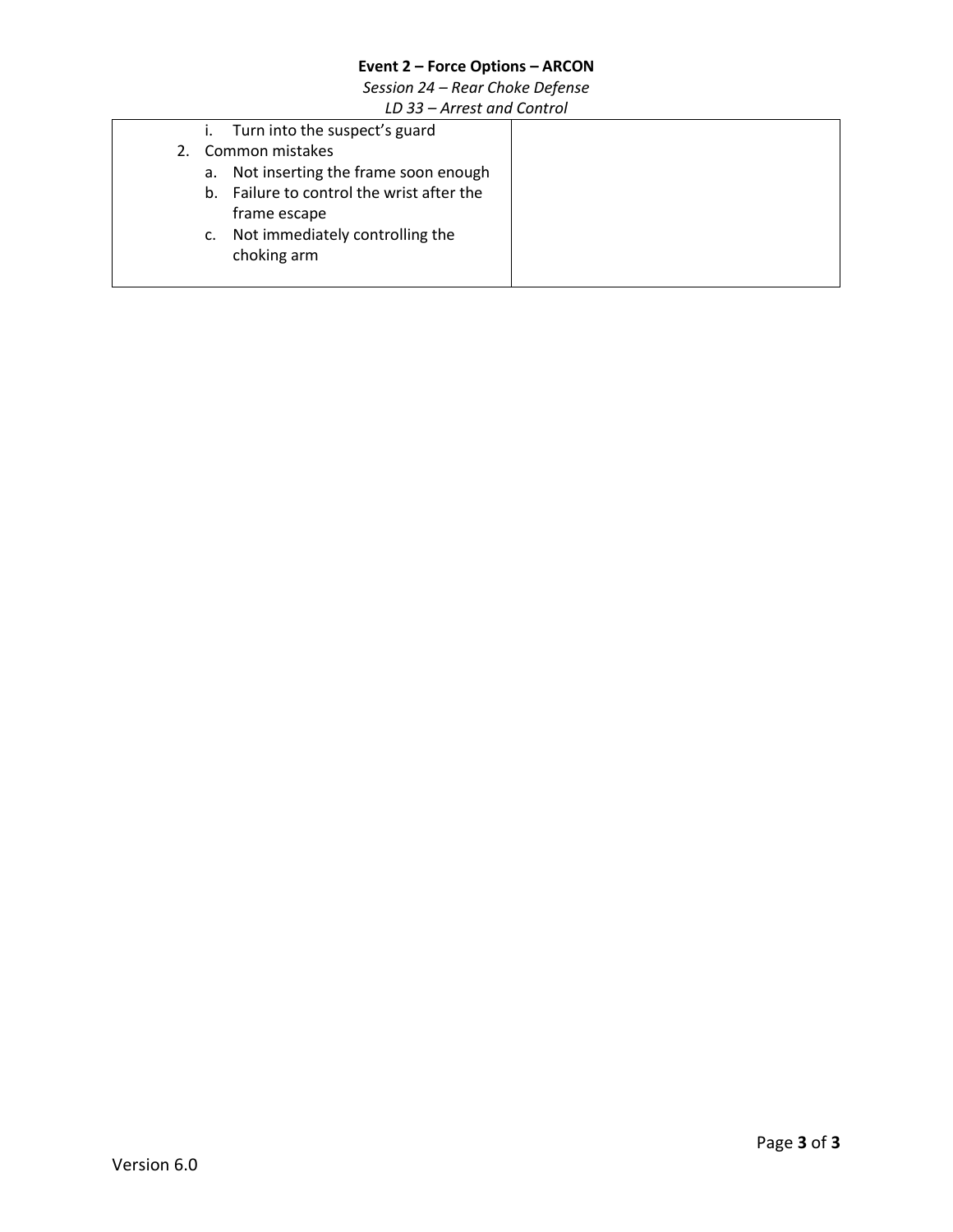| | |
|---|---|
| i. Turn into the suspect's guard<br>2. Common mistakes<br>a. Not inserting the frame soon enough<br>b. Failure to control the wrist after the frame escape<br>c. Not immediately controlling the choking arm | |